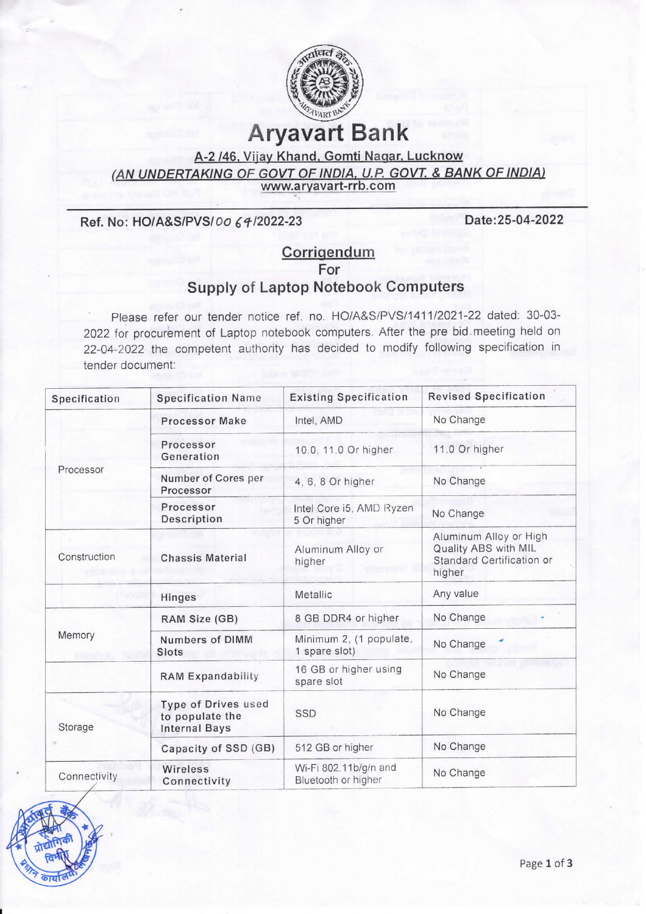# Aryavart Bank

**A-2 /46, Vijay Khand, Gomti Nagar, Lucknow**

***(AN UNDERTAKING OF GOVT OF INDIA, U.P. GOVT. & BANK OF INDIA)***

www.aryavart-rrb.com

**Ref. No: HO/A&S/PVS/0064/2022-23** **Date:25-04-2022**

## Corrigendum
## For
## Supply of Laptop Notebook Computers

Please refer our tender notice ref. no. HO/A&S/PVS/1411/2021-22 dated: 30-03-2022 for procurement of Laptop notebook computers. After the pre bid meeting held on 22-04-2022 the competent authority has decided to modify following specification in tender document:

| Specification | Specification Name | Existing Specification | Revised Specification |
|---|---|---|---|
| Processor | Processor Make | Intel, AMD | No Change |
| | Processor Generation | 10.0, 11.0 Or higher | 11.0 Or higher |
| | Number of Cores per Processor | 4, 6, 8 Or higher | No Change |
| | Processor Description | Intel Core i5, AMD Ryzen 5 Or higher | No Change |
| Construction | Chassis Material | Aluminum Alloy or higher | Aluminum Alloy or High Quality ABS with MIL Standard Certification or higher |
| | Hinges | Metallic | Any value |
| Memory | RAM Size (GB) | 8 GB DDR4 or higher | No Change |
| | Numbers of DIMM Slots | Minimum 2, (1 populate, 1 spare slot) | No Change |
| | RAM Expandability | 16 GB or higher using spare slot | No Change |
| Storage | Type of Drives used to populate the Internal Bays | SSD | No Change |
| | Capacity of SSD (GB) | 512 GB or higher | No Change |
| Connectivity | Wireless Connectivity | Wi-Fi 802.11b/g/n and Bluetooth or higher | No Change |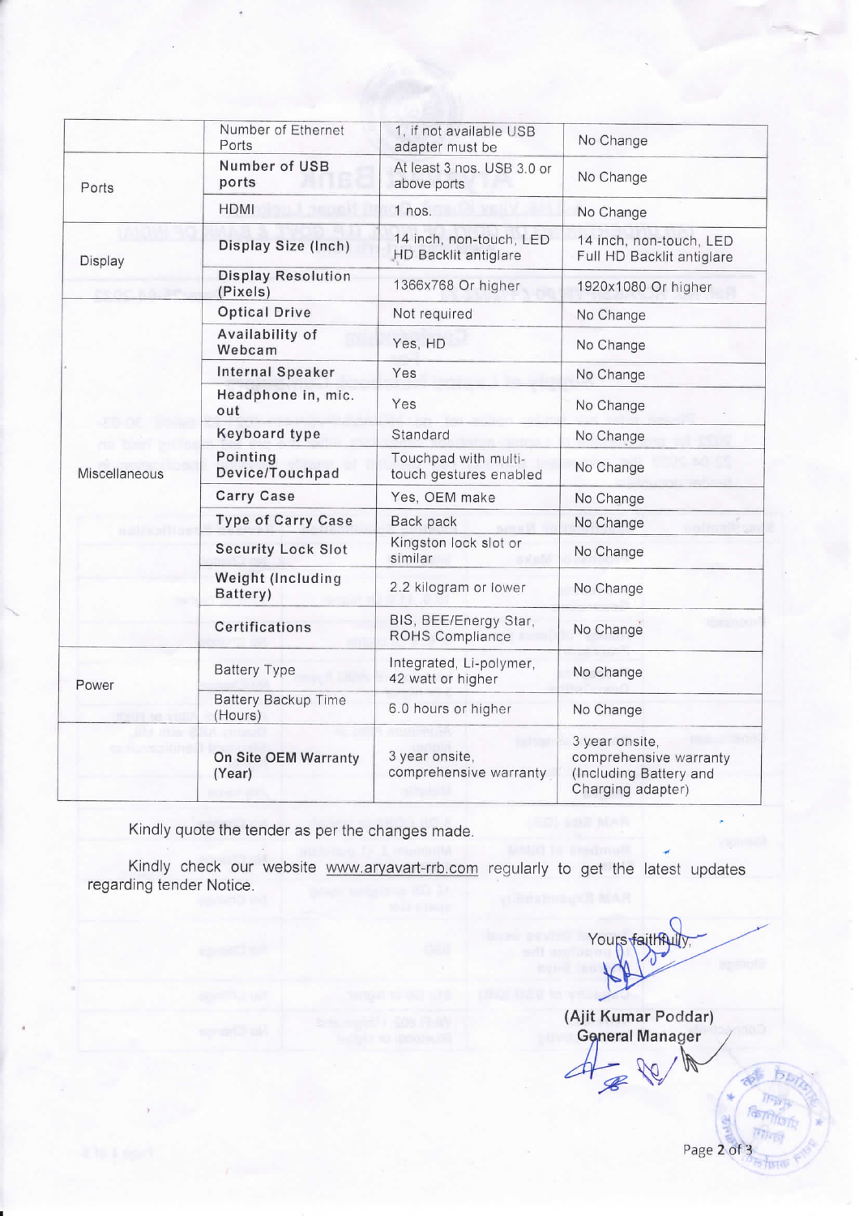| | | | |
|---|---|---|---|
| Ports | Number of Ethernet Ports | 1, if not available USB adapter must be | No Change |
| | Number of USB ports | At least 3 nos. USB 3.0 or above ports | No Change |
| | HDMI | 1 nos. | No Change |
| Display | Display Size (Inch) | 14 inch, non-touch, LED HD Backlit antiglare | 14 inch, non-touch, LED Full HD Backlit antiglare |
| | Display Resolution (Pixels) | 1366x768 Or higher | 1920x1080 Or higher |
| Miscellaneous | Optical Drive | Not required | No Change |
| | Availability of Webcam | Yes, HD | No Change |
| | Internal Speaker | Yes | No Change |
| | Headphone in, mic. out | Yes | No Change |
| | Keyboard type | Standard | No Change |
| | Pointing Device/Touchpad | Touchpad with multi-touch gestures enabled | No Change |
| | Carry Case | Yes, OEM make | No Change |
| | Type of Carry Case | Back pack | No Change |
| | Security Lock Slot | Kingston lock slot or similar | No Change |
| | Weight (Including Battery) | 2.2 kilogram or lower | No Change |
| | Certifications | BIS, BEE/Energy Star, ROHS Compliance | No Change |
| Power | Battery Type | Integrated, Li-polymer, 42 watt or higher | No Change |
| | Battery Backup Time (Hours) | 6.0 hours or higher | No Change |
| | On Site OEM Warranty (Year) | 3 year onsite, comprehensive warranty | 3 year onsite, comprehensive warranty (Including Battery and Charging adapter) |

Kindly quote the tender as per the changes made.

Kindly check our website www.aryavart-rrb.com regularly to get the latest updates regarding tender Notice.

Yours faithfully,

(Ajit Kumar Poddar)
General Manager